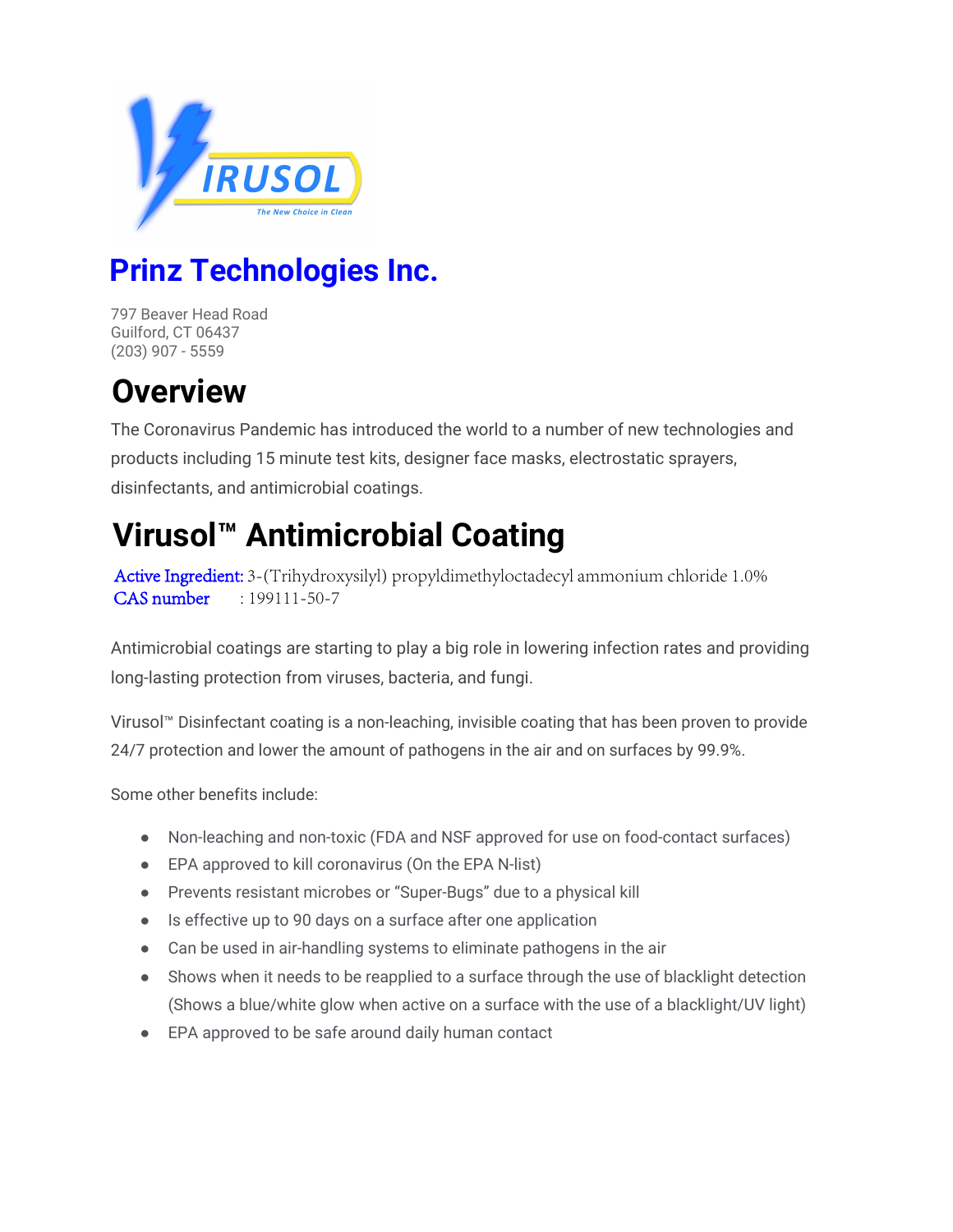VIRUSOL

The New Choice in Clean

# Prinz Technologies Inc.

797 Beaver Head Road
Guilford, CT 06437
(203) 907 - 5559

# Overview

The Coronavirus Pandemic has introduced the world to a number of new technologies and products including 15 minute test kits, designer face masks, electrostatic sprayers, disinfectants, and antimicrobial coatings.

# Virusol™ Antimicrobial Coating

Active Ingredient: 3-(Trihydroxysilyl) propyldimethyloctadecyl ammonium chloride 1.0%
CAS number : 199111-50-7

Antimicrobial coatings are starting to play a big role in lowering infection rates and providing long-lasting protection from viruses, bacteria, and fungi.

Virusol™ Disinfectant coating is a non-leaching, invisible coating that has been proven to provide 24/7 protection and lower the amount of pathogens in the air and on surfaces by 99.9%.

Some other benefits include:

- Non-leaching and non-toxic (FDA and NSF approved for use on food-contact surfaces)
- EPA approved to kill coronavirus (On the EPA N-list)
- Prevents resistant microbes or "Super-Bugs" due to a physical kill
- Is effective up to 90 days on a surface after one application
- Can be used in air-handling systems to eliminate pathogens in the air
- Shows when it needs to be reapplied to a surface through the use of blacklight detection (Shows a blue/white glow when active on a surface with the use of a blacklight/UV light)
- EPA approved to be safe around daily human contact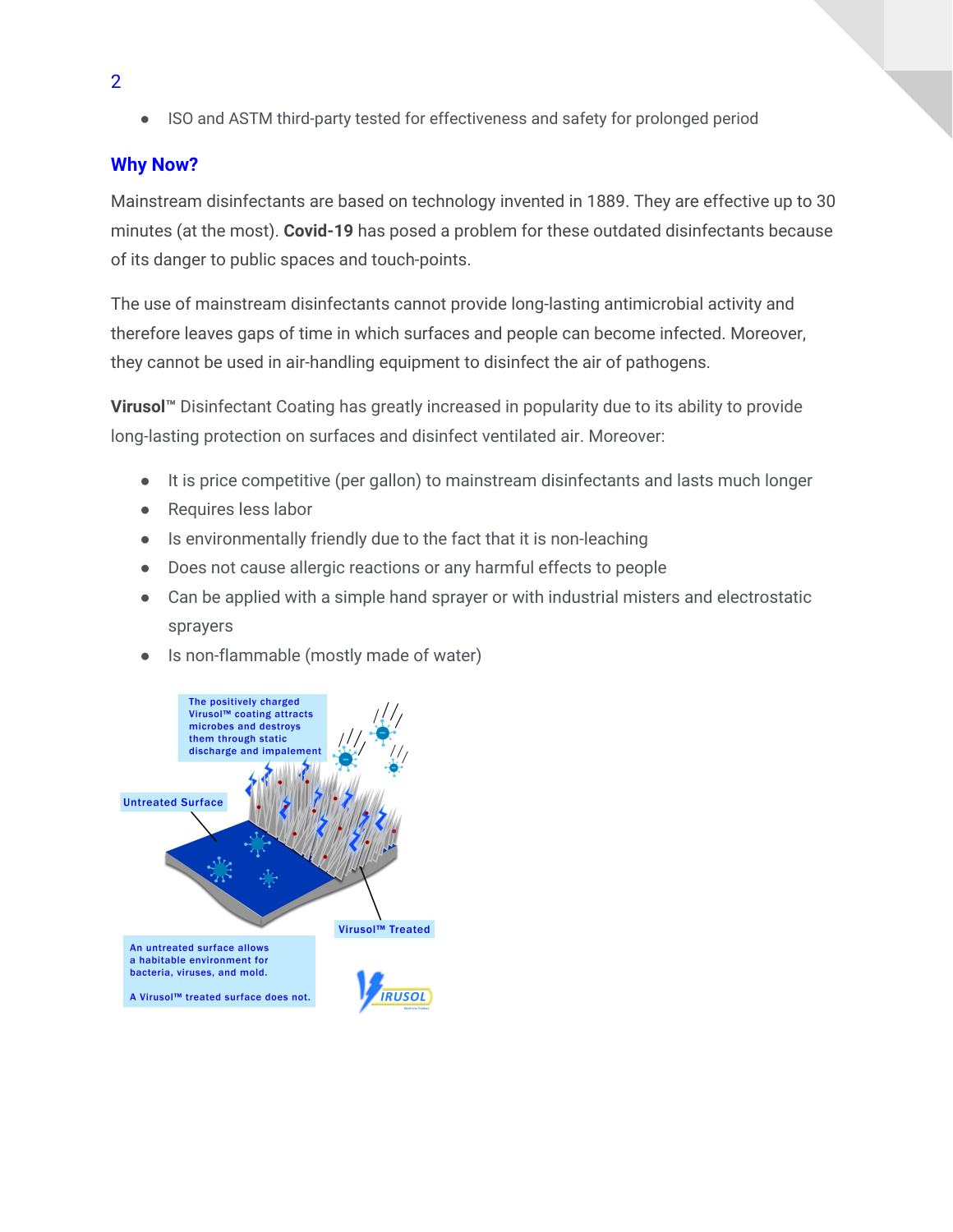- ISO and ASTM third-party tested for effectiveness and safety for prolonged period

## Why Now?

Mainstream disinfectants are based on technology invented in 1889. They are effective up to 30 minutes (at the most). **Covid-19** has posed a problem for these outdated disinfectants because of its danger to public spaces and touch-points.

The use of mainstream disinfectants cannot provide long-lasting antimicrobial activity and therefore leaves gaps of time in which surfaces and people can become infected. Moreover, they cannot be used in air-handling equipment to disinfect the air of pathogens.

**Virusol**™ Disinfectant Coating has greatly increased in popularity due to its ability to provide long-lasting protection on surfaces and disinfect ventilated air. Moreover:

- It is price competitive (per gallon) to mainstream disinfectants and lasts much longer
- Requires less labor
- Is environmentally friendly due to the fact that it is non-leaching
- Does not cause allergic reactions or any harmful effects to people
- Can be applied with a simple hand sprayer or with industrial misters and electrostatic sprayers
- Is non-flammable (mostly made of water)

The positively charged Virusol™ coating attracts microbes and destroys them through static discharge and impalement

Untreated Surface

Virusol™ Treated

An untreated surface allows a habitable environment for bacteria, viruses, and mold.

A Virusol™ treated surface does not.

VIRUSOL